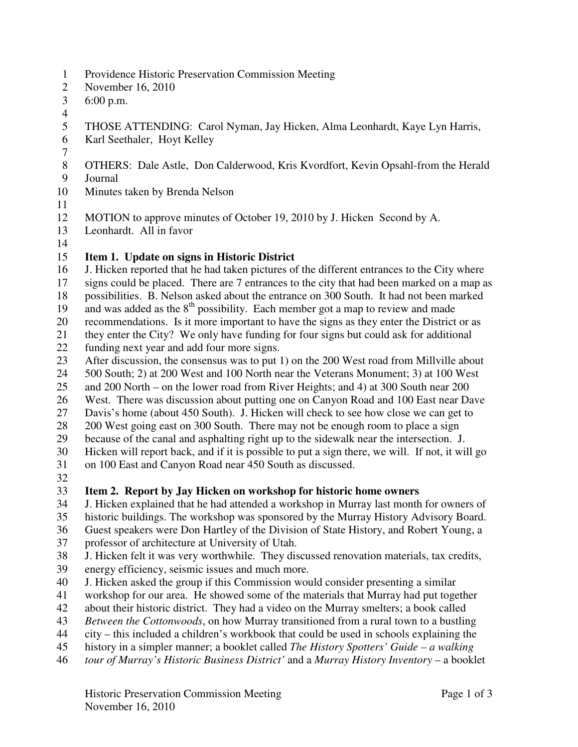Providence Historic Preservation Commission Meeting
November 16, 2010
6:00 p.m.

THOSE ATTENDING: Carol Nyman, Jay Hicken, Alma Leonhardt, Kaye Lyn Harris, Karl Seethaler, Hoyt Kelley

OTHERS: Dale Astle, Don Calderwood, Kris Kvordfort, Kevin Opsahl-from the Herald Journal
Minutes taken by Brenda Nelson

MOTION to approve minutes of October 19, 2010 by J. Hicken Second by A. Leonhardt. All in favor

**Item 1. Update on signs in Historic District**

J. Hicken reported that he had taken pictures of the different entrances to the City where signs could be placed. There are 7 entrances to the city that had been marked on a map as possibilities. B. Nelson asked about the entrance on 300 South. It had not been marked and was added as the 8th possibility. Each member got a map to review and made recommendations. Is it more important to have the signs as they enter the District or as they enter the City? We only have funding for four signs but could ask for additional funding next year and add four more signs.

After discussion, the consensus was to put 1) on the 200 West road from Millville about 500 South; 2) at 200 West and 100 North near the Veterans Monument; 3) at 100 West and 200 North – on the lower road from River Heights; and 4) at 300 South near 200 West. There was discussion about putting one on Canyon Road and 100 East near Dave Davis's home (about 450 South). J. Hicken will check to see how close we can get to 200 West going east on 300 South. There may not be enough room to place a sign because of the canal and asphalting right up to the sidewalk near the intersection. J. Hicken will report back, and if it is possible to put a sign there, we will. If not, it will go on 100 East and Canyon Road near 450 South as discussed.

**Item 2. Report by Jay Hicken on workshop for historic home owners**

J. Hicken explained that he had attended a workshop in Murray last month for owners of historic buildings. The workshop was sponsored by the Murray History Advisory Board. Guest speakers were Don Hartley of the Division of State History, and Robert Young, a professor of architecture at University of Utah.

J. Hicken felt it was very worthwhile. They discussed renovation materials, tax credits, energy efficiency, seismic issues and much more.

J. Hicken asked the group if this Commission would consider presenting a similar workshop for our area. He showed some of the materials that Murray had put together about their historic district. They had a video on the Murray smelters; a book called *Between the Cottonwoods*, on how Murray transitioned from a rural town to a bustling city – this included a children's workbook that could be used in schools explaining the history in a simpler manner; a booklet called *The History Spotters' Guide – a walking tour of Murray's Historic Business District'* and a *Murray History Inventory* – a booklet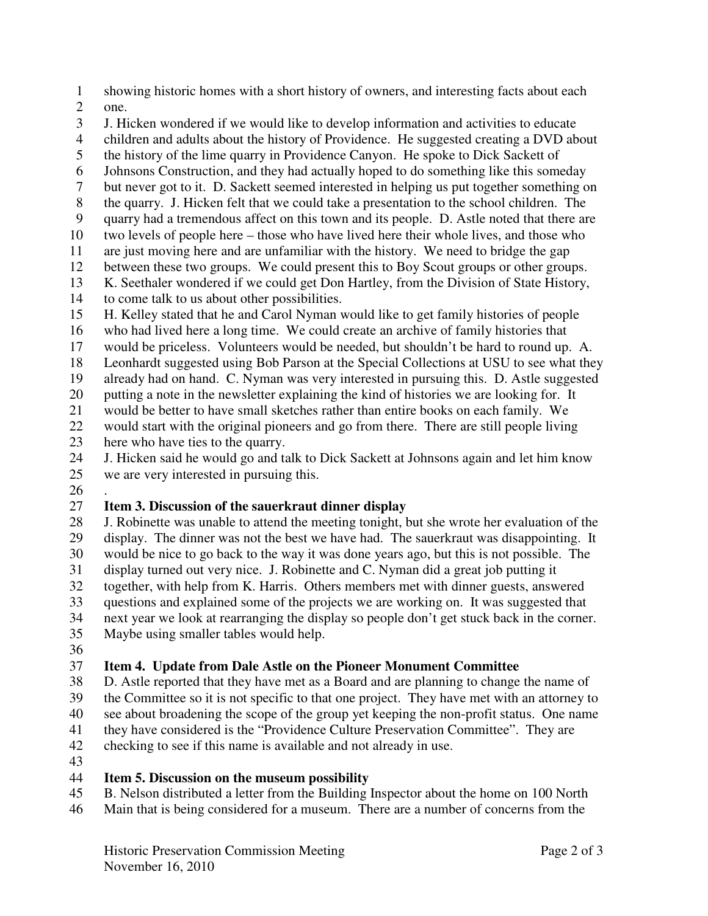showing historic homes with a short history of owners, and interesting facts about each one.

J. Hicken wondered if we would like to develop information and activities to educate children and adults about the history of Providence. He suggested creating a DVD about the history of the lime quarry in Providence Canyon. He spoke to Dick Sackett of Johnsons Construction, and they had actually hoped to do something like this someday but never got to it. D. Sackett seemed interested in helping us put together something on the quarry. J. Hicken felt that we could take a presentation to the school children. The quarry had a tremendous affect on this town and its people. D. Astle noted that there are two levels of people here – those who have lived here their whole lives, and those who are just moving here and are unfamiliar with the history. We need to bridge the gap between these two groups. We could present this to Boy Scout groups or other groups.

K. Seethaler wondered if we could get Don Hartley, from the Division of State History, to come talk to us about other possibilities.

H. Kelley stated that he and Carol Nyman would like to get family histories of people who had lived here a long time. We could create an archive of family histories that would be priceless. Volunteers would be needed, but shouldn't be hard to round up. A. Leonhardt suggested using Bob Parson at the Special Collections at USU to see what they already had on hand. C. Nyman was very interested in pursuing this. D. Astle suggested putting a note in the newsletter explaining the kind of histories we are looking for. It would be better to have small sketches rather than entire books on each family. We would start with the original pioneers and go from there. There are still people living here who have ties to the quarry.

J. Hicken said he would go and talk to Dick Sackett at Johnsons again and let him know we are very interested in pursuing this.

.

**Item 3. Discussion of the sauerkraut dinner display**

J. Robinette was unable to attend the meeting tonight, but she wrote her evaluation of the display. The dinner was not the best we have had. The sauerkraut was disappointing. It would be nice to go back to the way it was done years ago, but this is not possible. The display turned out very nice. J. Robinette and C. Nyman did a great job putting it together, with help from K. Harris. Others members met with dinner guests, answered questions and explained some of the projects we are working on. It was suggested that next year we look at rearranging the display so people don't get stuck back in the corner. Maybe using smaller tables would help.

**Item 4. Update from Dale Astle on the Pioneer Monument Committee**

D. Astle reported that they have met as a Board and are planning to change the name of the Committee so it is not specific to that one project. They have met with an attorney to see about broadening the scope of the group yet keeping the non-profit status. One name they have considered is the "Providence Culture Preservation Committee". They are checking to see if this name is available and not already in use.

**Item 5. Discussion on the museum possibility**

B. Nelson distributed a letter from the Building Inspector about the home on 100 North Main that is being considered for a museum. There are a number of concerns from the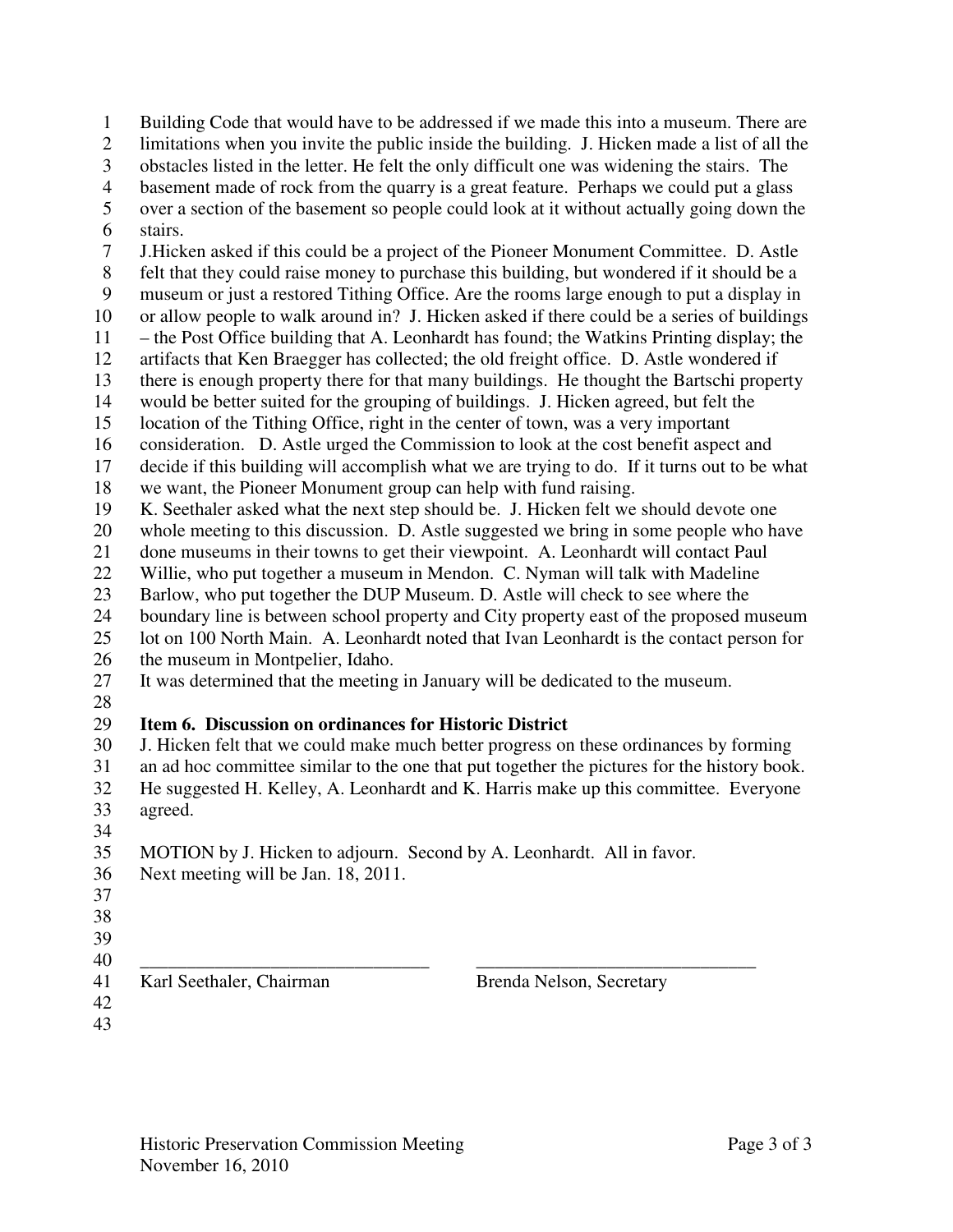Building Code that would have to be addressed if we made this into a museum. There are limitations when you invite the public inside the building. J. Hicken made a list of all the obstacles listed in the letter. He felt the only difficult one was widening the stairs. The basement made of rock from the quarry is a great feature. Perhaps we could put a glass over a section of the basement so people could look at it without actually going down the stairs.

J.Hicken asked if this could be a project of the Pioneer Monument Committee. D. Astle felt that they could raise money to purchase this building, but wondered if it should be a museum or just a restored Tithing Office. Are the rooms large enough to put a display in or allow people to walk around in? J. Hicken asked if there could be a series of buildings – the Post Office building that A. Leonhardt has found; the Watkins Printing display; the artifacts that Ken Braegger has collected; the old freight office. D. Astle wondered if there is enough property there for that many buildings. He thought the Bartschi property would be better suited for the grouping of buildings. J. Hicken agreed, but felt the location of the Tithing Office, right in the center of town, was a very important consideration. D. Astle urged the Commission to look at the cost benefit aspect and decide if this building will accomplish what we are trying to do. If it turns out to be what we want, the Pioneer Monument group can help with fund raising.

K. Seethaler asked what the next step should be. J. Hicken felt we should devote one whole meeting to this discussion. D. Astle suggested we bring in some people who have done museums in their towns to get their viewpoint. A. Leonhardt will contact Paul Willie, who put together a museum in Mendon. C. Nyman will talk with Madeline Barlow, who put together the DUP Museum. D. Astle will check to see where the boundary line is between school property and City property east of the proposed museum lot on 100 North Main. A. Leonhardt noted that Ivan Leonhardt is the contact person for the museum in Montpelier, Idaho.

It was determined that the meeting in January will be dedicated to the museum.

**Item 6. Discussion on ordinances for Historic District**

J. Hicken felt that we could make much better progress on these ordinances by forming an ad hoc committee similar to the one that put together the pictures for the history book. He suggested H. Kelley, A. Leonhardt and K. Harris make up this committee. Everyone agreed.

MOTION by J. Hicken to adjourn. Second by A. Leonhardt. All in favor.

Next meeting will be Jan. 18, 2011.

\_\_\_\_\_\_\_\_\_\_\_\_\_\_\_\_\_\_\_\_\_\_\_\_\_\_\_\_\_\_\_ &nbsp;&nbsp;&nbsp;&nbsp; \_\_\_\_\_\_\_\_\_\_\_\_\_\_\_\_\_\_\_\_\_\_\_\_\_\_\_\_\_\_\_

Karl Seethaler, Chairman &nbsp;&nbsp;&nbsp;&nbsp; Brenda Nelson, Secretary